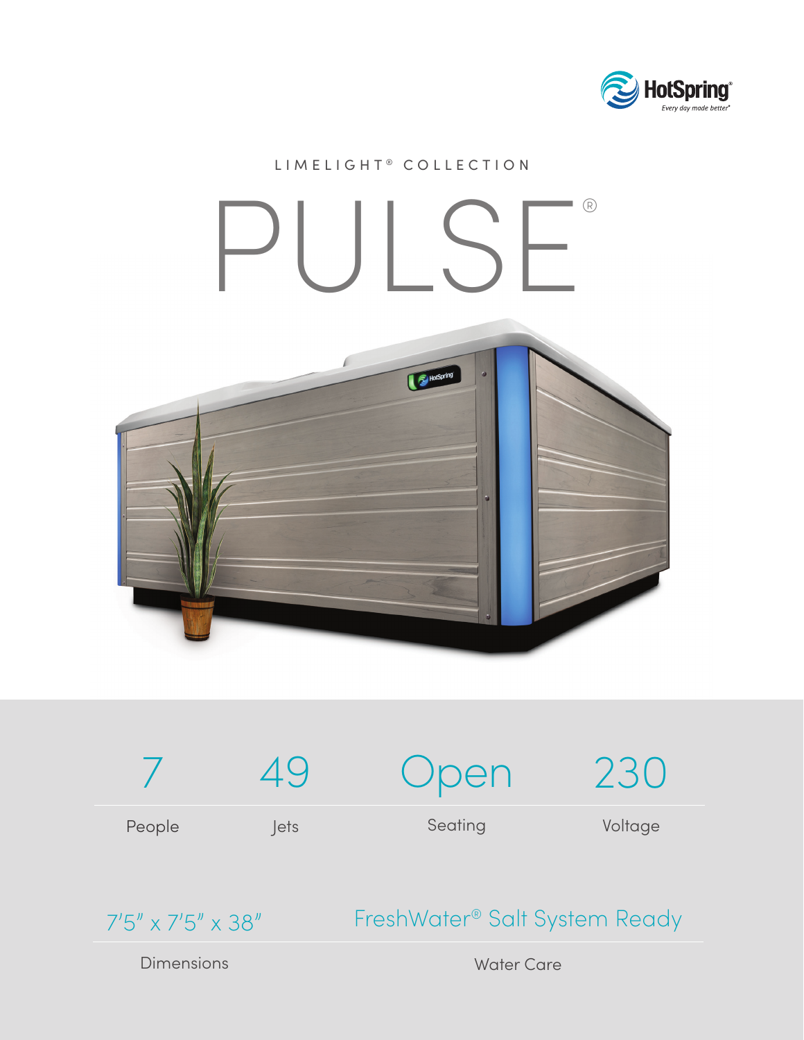HotSpring® *Every day made better®*

LIMELIGHT® COLLECTION

# PULSE®

| 7 | 49 | Open | 230 |
| --- | --- | --- | --- |
| People | Jets | Seating | Voltage |

| 7'5" x 7'5" x 38" | FreshWater® Salt System Ready |
| --- | --- |
| Dimensions | Water Care |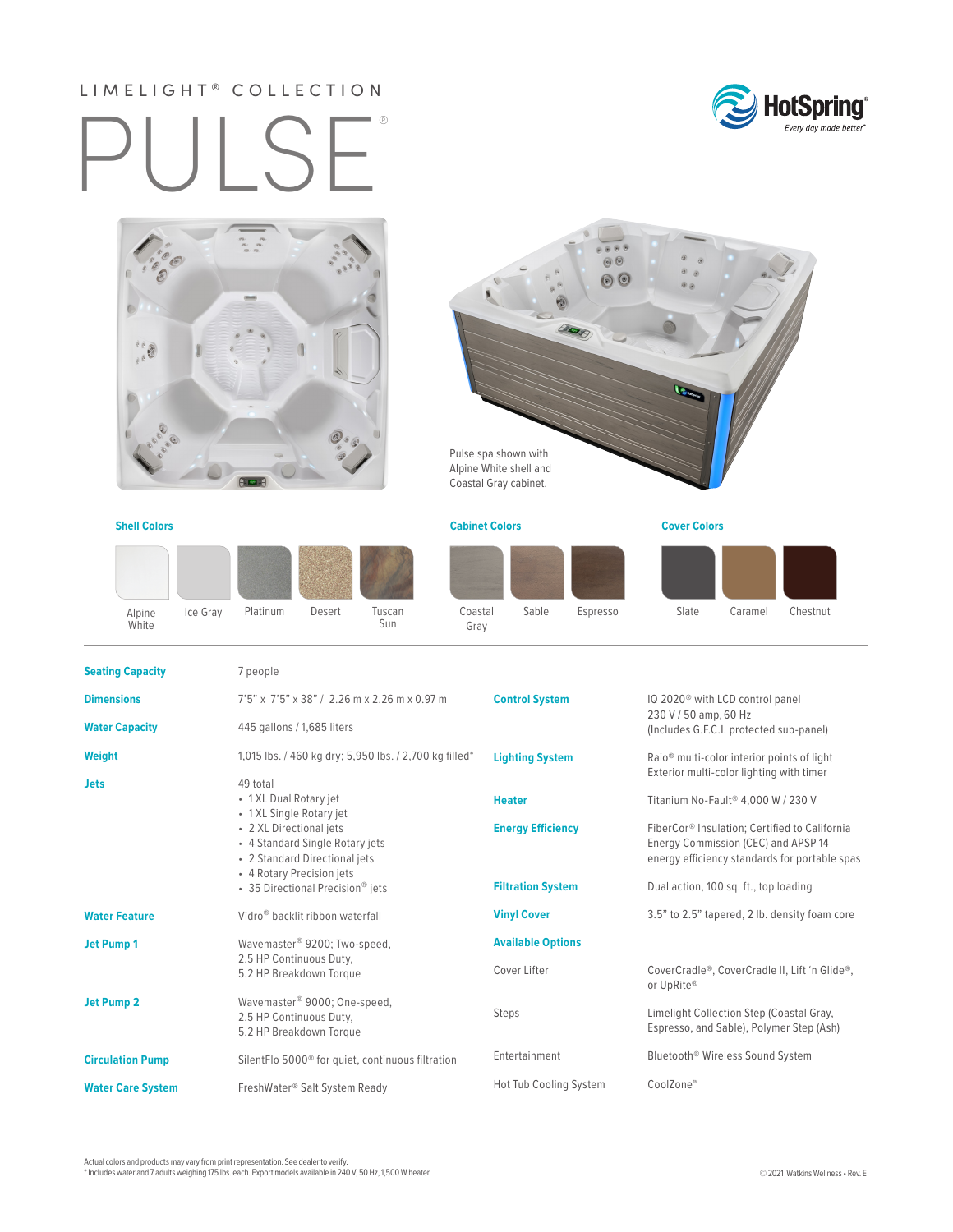LIMELIGHT® COLLECTION

# PULSE®

HotSpring®
*Every day made better®*

Pulse spa shown with Alpine White shell and Coastal Gray cabinet.

**Shell Colors**

Alpine White, Ice Gray, Platinum, Desert, Tuscan Sun

**Cabinet Colors**

Coastal Gray, Sable, Espresso

**Cover Colors**

Slate, Caramel, Chestnut

| | |
|---|---|
| **Seating Capacity** | 7 people |
| **Dimensions** | 7'5" x 7'5" x 38" / 2.26 m x 2.26 m x 0.97 m |
| **Water Capacity** | 445 gallons / 1,685 liters |
| **Weight** | 1,015 lbs. / 460 kg dry; 5,950 lbs. / 2,700 kg filled* |
| **Jets** | 49 total<br>• 1 XL Dual Rotary jet<br>• 1 XL Single Rotary jet<br>• 2 XL Directional jets<br>• 4 Standard Single Rotary jets<br>• 2 Standard Directional jets<br>• 4 Rotary Precision jets<br>• 35 Directional Precision® jets |
| **Water Feature** | Vidro® backlit ribbon waterfall |
| **Jet Pump 1** | Wavemaster® 9200; Two-speed, 2.5 HP Continuous Duty, 5.2 HP Breakdown Torque |
| **Jet Pump 2** | Wavemaster® 9000; One-speed, 2.5 HP Continuous Duty, 5.2 HP Breakdown Torque |
| **Circulation Pump** | SilentFlo 5000® for quiet, continuous filtration |
| **Water Care System** | FreshWater® Salt System Ready |
| **Control System** | IQ 2020® with LCD control panel<br>230 V / 50 amp, 60 Hz<br>(Includes G.F.C.I. protected sub-panel) |
| **Lighting System** | Raio® multi-color interior points of light<br>Exterior multi-color lighting with timer |
| **Heater** | Titanium No-Fault® 4,000 W / 230 V |
| **Energy Efficiency** | FiberCor® Insulation; Certified to California Energy Commission (CEC) and APSP 14 energy efficiency standards for portable spas |
| **Filtration System** | Dual action, 100 sq. ft., top loading |
| **Vinyl Cover** | 3.5" to 2.5" tapered, 2 lb. density foam core |
| **Available Options** | |
| Cover Lifter | CoverCradle®, CoverCradle II, Lift 'n Glide®, or UpRite® |
| Steps | Limelight Collection Step (Coastal Gray, Espresso, and Sable), Polymer Step (Ash) |
| Entertainment | Bluetooth® Wireless Sound System |
| Hot Tub Cooling System | CoolZone™ |

Actual colors and products may vary from print representation. See dealer to verify.
*Includes water and 7 adults weighing 175 lbs. each. Export models available in 240 V, 50 Hz, 1,500 W heater.

© 2021 Watkins Wellness • Rev. E